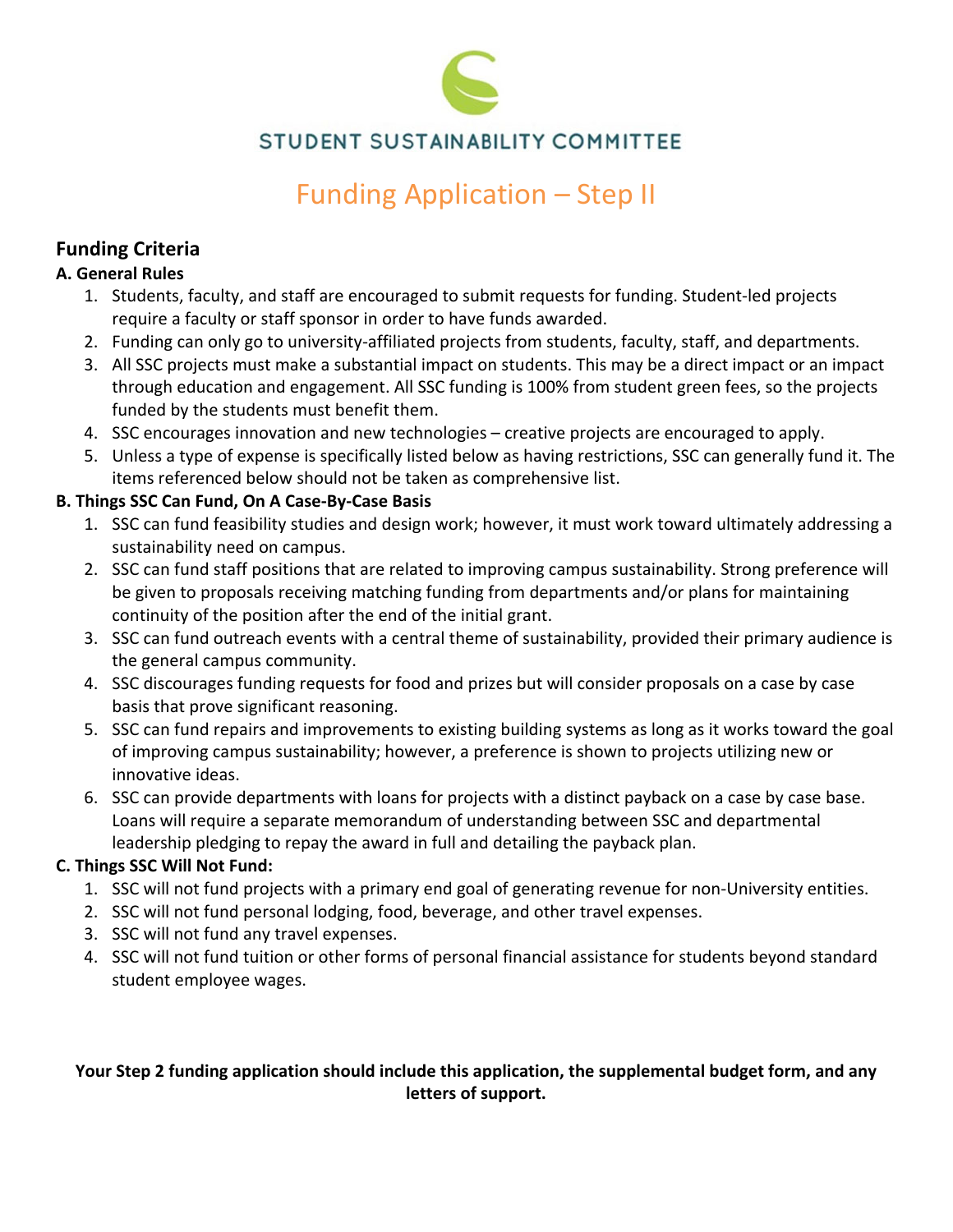STUDENT SUSTAINABILITY COMMITTEE

# Funding Application – Step II

## Funding Criteria

### A. General Rules

1. Students, faculty, and staff are encouraged to submit requests for funding. Student-led projects require a faculty or staff sponsor in order to have funds awarded.
2. Funding can only go to university-affiliated projects from students, faculty, staff, and departments.
3. All SSC projects must make a substantial impact on students. This may be a direct impact or an impact through education and engagement. All SSC funding is 100% from student green fees, so the projects funded by the students must benefit them.
4. SSC encourages innovation and new technologies – creative projects are encouraged to apply.
5. Unless a type of expense is specifically listed below as having restrictions, SSC can generally fund it. The items referenced below should not be taken as comprehensive list.

### B. Things SSC Can Fund, On A Case-By-Case Basis

1. SSC can fund feasibility studies and design work; however, it must work toward ultimately addressing a sustainability need on campus.
2. SSC can fund staff positions that are related to improving campus sustainability. Strong preference will be given to proposals receiving matching funding from departments and/or plans for maintaining continuity of the position after the end of the initial grant.
3. SSC can fund outreach events with a central theme of sustainability, provided their primary audience is the general campus community.
4. SSC discourages funding requests for food and prizes but will consider proposals on a case by case basis that prove significant reasoning.
5. SSC can fund repairs and improvements to existing building systems as long as it works toward the goal of improving campus sustainability; however, a preference is shown to projects utilizing new or innovative ideas.
6. SSC can provide departments with loans for projects with a distinct payback on a case by case base. Loans will require a separate memorandum of understanding between SSC and departmental leadership pledging to repay the award in full and detailing the payback plan.

### C. Things SSC Will Not Fund:

1. SSC will not fund projects with a primary end goal of generating revenue for non-University entities.
2. SSC will not fund personal lodging, food, beverage, and other travel expenses.
3. SSC will not fund any travel expenses.
4. SSC will not fund tuition or other forms of personal financial assistance for students beyond standard student employee wages.

**Your Step 2 funding application should include this application, the supplemental budget form, and any letters of support.**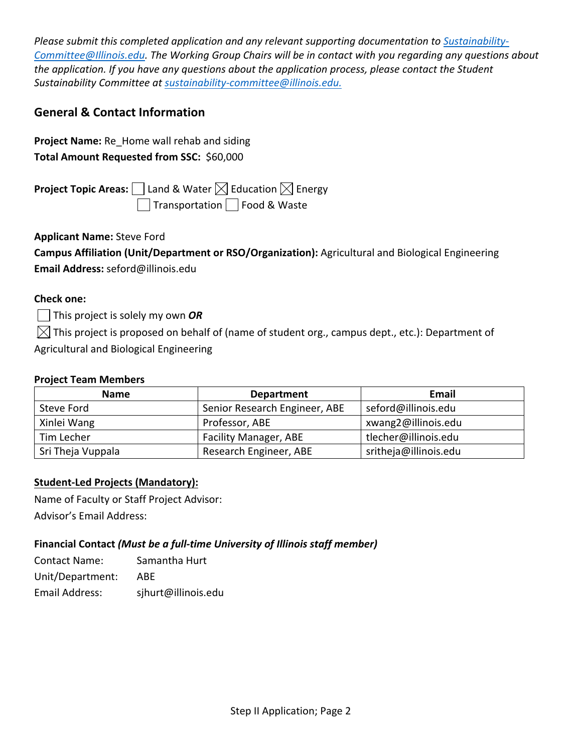*Please submit this completed application and any relevant supporting documentation to [Sustainability-Committee@Illinois.edu](mailto:Sustainability-Committee@Illinois.edu). The Working Group Chairs will be in contact with you regarding any questions about the application. If you have any questions about the application process, please contact the Student Sustainability Committee at [sustainability-committee@illinois.edu.](mailto:sustainability-committee@illinois.edu)*

## General & Contact Information

**Project Name:** Re_Home wall rehab and siding
**Total Amount Requested from SSC:** $60,000

**Project Topic Areas:** ☐ Land & Water ☒ Education ☒ Energy
☐ Transportation ☐ Food & Waste

**Applicant Name:** Steve Ford
**Campus Affiliation (Unit/Department or RSO/Organization):** Agricultural and Biological Engineering
**Email Address:** seford@illinois.edu

**Check one:**

☐ This project is solely my own ***OR***

☒ This project is proposed on behalf of (name of student org., campus dept., etc.): Department of Agricultural and Biological Engineering

**Project Team Members**

| Name | Department | Email |
|---|---|---|
| Steve Ford | Senior Research Engineer, ABE | seford@illinois.edu |
| Xinlei Wang | Professor, ABE | xwang2@illinois.edu |
| Tim Lecher | Facility Manager, ABE | tlecher@illinois.edu |
| Sri Theja Vuppala | Research Engineer, ABE | sritheja@illinois.edu |

**Student-Led Projects (Mandatory):**

Name of Faculty or Staff Project Advisor:
Advisor's Email Address:

**Financial Contact *(Must be a full-time University of Illinois staff member)***

Contact Name: Samantha Hurt
Unit/Department: ABE
Email Address: sjhurt@illinois.edu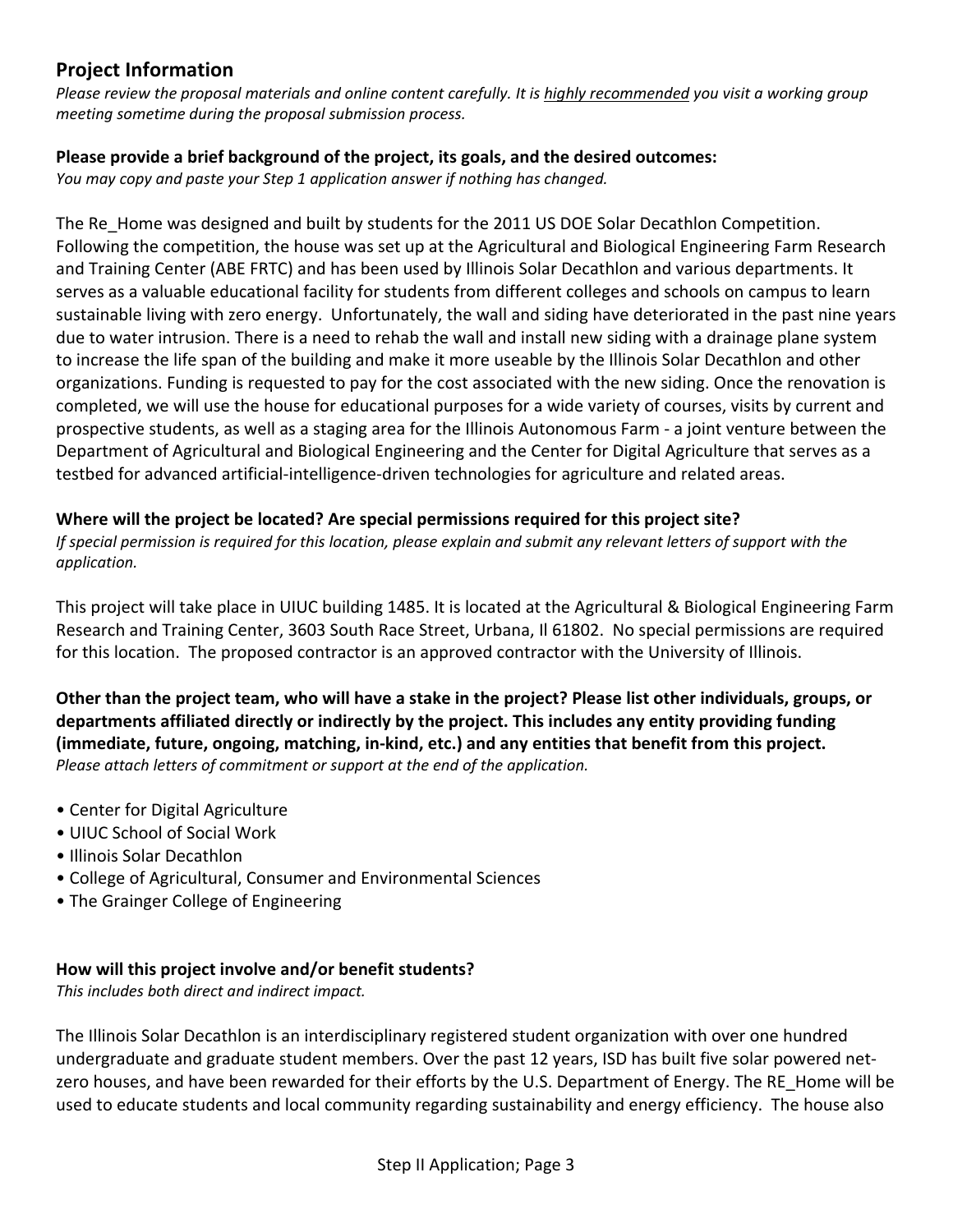## Project Information

*Please review the proposal materials and online content carefully. It is <u>highly recommended</u> you visit a working group meeting sometime during the proposal submission process.*

**Please provide a brief background of the project, its goals, and the desired outcomes:**

*You may copy and paste your Step 1 application answer if nothing has changed.*

The Re_Home was designed and built by students for the 2011 US DOE Solar Decathlon Competition. Following the competition, the house was set up at the Agricultural and Biological Engineering Farm Research and Training Center (ABE FRTC) and has been used by Illinois Solar Decathlon and various departments. It serves as a valuable educational facility for students from different colleges and schools on campus to learn sustainable living with zero energy. Unfortunately, the wall and siding have deteriorated in the past nine years due to water intrusion. There is a need to rehab the wall and install new siding with a drainage plane system to increase the life span of the building and make it more useable by the Illinois Solar Decathlon and other organizations. Funding is requested to pay for the cost associated with the new siding. Once the renovation is completed, we will use the house for educational purposes for a wide variety of courses, visits by current and prospective students, as well as a staging area for the Illinois Autonomous Farm - a joint venture between the Department of Agricultural and Biological Engineering and the Center for Digital Agriculture that serves as a testbed for advanced artificial-intelligence-driven technologies for agriculture and related areas.

**Where will the project be located? Are special permissions required for this project site?**

*If special permission is required for this location, please explain and submit any relevant letters of support with the application.*

This project will take place in UIUC building 1485. It is located at the Agricultural & Biological Engineering Farm Research and Training Center, 3603 South Race Street, Urbana, Il 61802. No special permissions are required for this location. The proposed contractor is an approved contractor with the University of Illinois.

**Other than the project team, who will have a stake in the project? Please list other individuals, groups, or departments affiliated directly or indirectly by the project. This includes any entity providing funding (immediate, future, ongoing, matching, in-kind, etc.) and any entities that benefit from this project.**

*Please attach letters of commitment or support at the end of the application.*

- Center for Digital Agriculture
- UIUC School of Social Work
- Illinois Solar Decathlon
- College of Agricultural, Consumer and Environmental Sciences
- The Grainger College of Engineering

**How will this project involve and/or benefit students?**

*This includes both direct and indirect impact.*

The Illinois Solar Decathlon is an interdisciplinary registered student organization with over one hundred undergraduate and graduate student members. Over the past 12 years, ISD has built five solar powered net-zero houses, and have been rewarded for their efforts by the U.S. Department of Energy. The RE_Home will be used to educate students and local community regarding sustainability and energy efficiency. The house also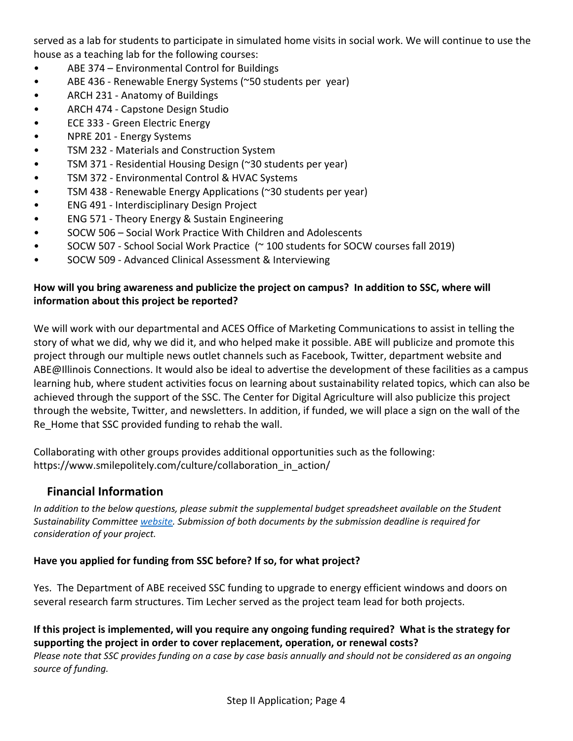served as a lab for students to participate in simulated home visits in social work. We will continue to use the house as a teaching lab for the following courses:

- ABE 374 – Environmental Control for Buildings
- ABE 436 - Renewable Energy Systems (~50 students per year)
- ARCH 231 - Anatomy of Buildings
- ARCH 474 - Capstone Design Studio
- ECE 333 - Green Electric Energy
- NPRE 201 - Energy Systems
- TSM 232 - Materials and Construction System
- TSM 371 - Residential Housing Design (~30 students per year)
- TSM 372 - Environmental Control & HVAC Systems
- TSM 438 - Renewable Energy Applications (~30 students per year)
- ENG 491 - Interdisciplinary Design Project
- ENG 571 - Theory Energy & Sustain Engineering
- SOCW 506 – Social Work Practice With Children and Adolescents
- SOCW 507 - School Social Work Practice (~ 100 students for SOCW courses fall 2019)
- SOCW 509 - Advanced Clinical Assessment & Interviewing

**How will you bring awareness and publicize the project on campus? In addition to SSC, where will information about this project be reported?**

We will work with our departmental and ACES Office of Marketing Communications to assist in telling the story of what we did, why we did it, and who helped make it possible. ABE will publicize and promote this project through our multiple news outlet channels such as Facebook, Twitter, department website and ABE@Illinois Connections. It would also be ideal to advertise the development of these facilities as a campus learning hub, where student activities focus on learning about sustainability related topics, which can also be achieved through the support of the SSC. The Center for Digital Agriculture will also publicize this project through the website, Twitter, and newsletters. In addition, if funded, we will place a sign on the wall of the Re_Home that SSC provided funding to rehab the wall.

Collaborating with other groups provides additional opportunities such as the following: https://www.smilepolitely.com/culture/collaboration_in_action/

## Financial Information

*In addition to the below questions, please submit the supplemental budget spreadsheet available on the Student Sustainability Committee website. Submission of both documents by the submission deadline is required for consideration of your project.*

**Have you applied for funding from SSC before? If so, for what project?**

Yes. The Department of ABE received SSC funding to upgrade to energy efficient windows and doors on several research farm structures. Tim Lecher served as the project team lead for both projects.

**If this project is implemented, will you require any ongoing funding required? What is the strategy for supporting the project in order to cover replacement, operation, or renewal costs?**
*Please note that SSC provides funding on a case by case basis annually and should not be considered as an ongoing source of funding.*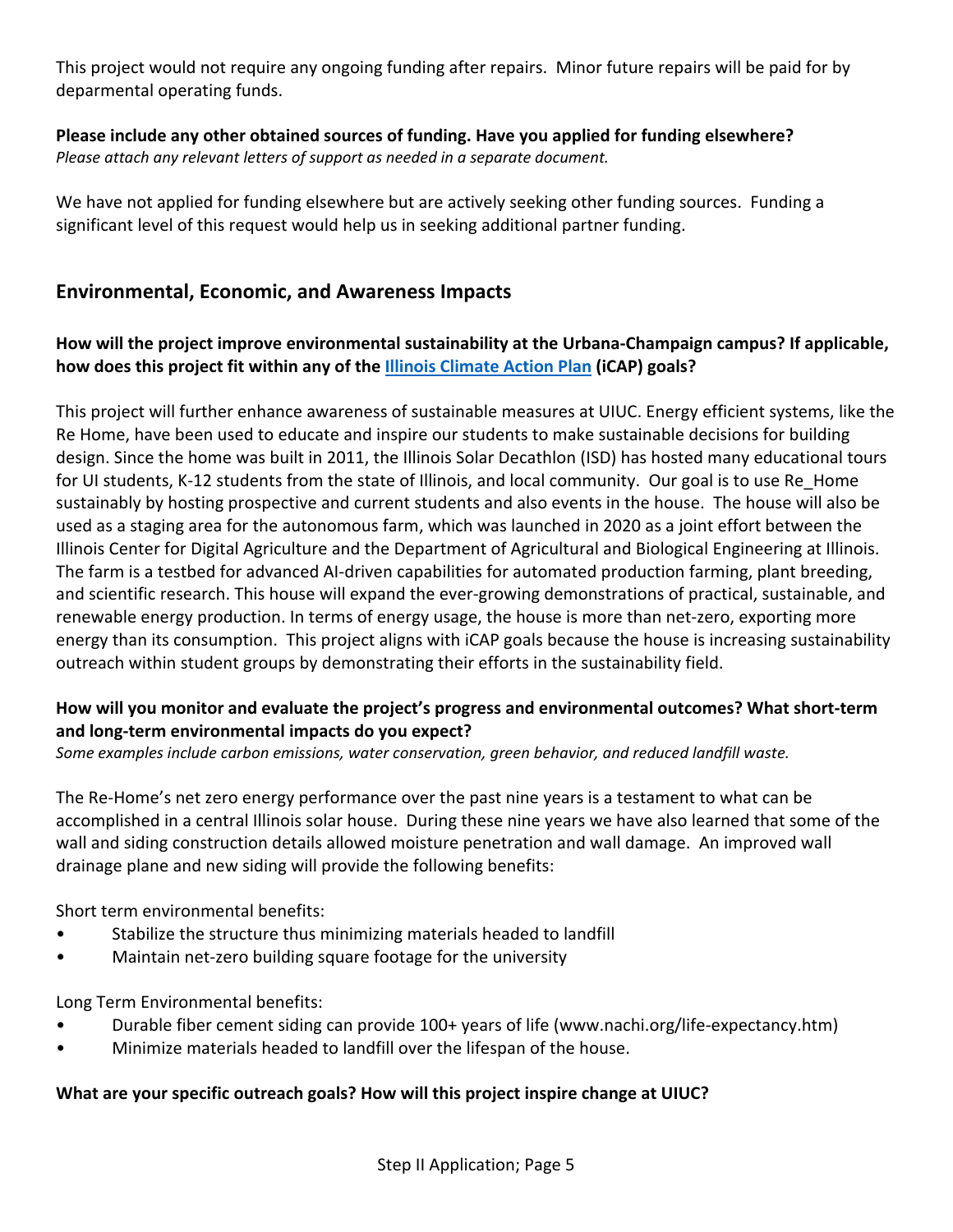This project would not require any ongoing funding after repairs.  Minor future repairs will be paid for by deparmental operating funds.

**Please include any other obtained sources of funding. Have you applied for funding elsewhere?**
*Please attach any relevant letters of support as needed in a separate document.*

We have not applied for funding elsewhere but are actively seeking other funding sources.  Funding a significant level of this request would help us in seeking additional partner funding.

## Environmental, Economic, and Awareness Impacts

**How will the project improve environmental sustainability at the Urbana-Champaign campus? If applicable, how does this project fit within any of the [Illinois Climate Action Plan](#) (iCAP) goals?**

This project will further enhance awareness of sustainable measures at UIUC. Energy efficient systems, like the Re Home, have been used to educate and inspire our students to make sustainable decisions for building design. Since the home was built in 2011, the Illinois Solar Decathlon (ISD) has hosted many educational tours for UI students, K-12 students from the state of Illinois, and local community.  Our goal is to use Re_Home sustainably by hosting prospective and current students and also events in the house.  The house will also be used as a staging area for the autonomous farm, which was launched in 2020 as a joint effort between the Illinois Center for Digital Agriculture and the Department of Agricultural and Biological Engineering at Illinois. The farm is a testbed for advanced AI-driven capabilities for automated production farming, plant breeding, and scientific research. This house will expand the ever-growing demonstrations of practical, sustainable, and renewable energy production. In terms of energy usage, the house is more than net-zero, exporting more energy than its consumption.  This project aligns with iCAP goals because the house is increasing sustainability outreach within student groups by demonstrating their efforts in the sustainability field.

**How will you monitor and evaluate the project's progress and environmental outcomes? What short-term and long-term environmental impacts do you expect?**
*Some examples include carbon emissions, water conservation, green behavior, and reduced landfill waste.*

The Re-Home's net zero energy performance over the past nine years is a testament to what can be accomplished in a central Illinois solar house.  During these nine years we have also learned that some of the wall and siding construction details allowed moisture penetration and wall damage.  An improved wall drainage plane and new siding will provide the following benefits:

Short term environmental benefits:

- Stabilize the structure thus minimizing materials headed to landfill
- Maintain net-zero building square footage for the university

Long Term Environmental benefits:

- Durable fiber cement siding can provide 100+ years of life (www.nachi.org/life-expectancy.htm)
- Minimize materials headed to landfill over the lifespan of the house.

**What are your specific outreach goals? How will this project inspire change at UIUC?**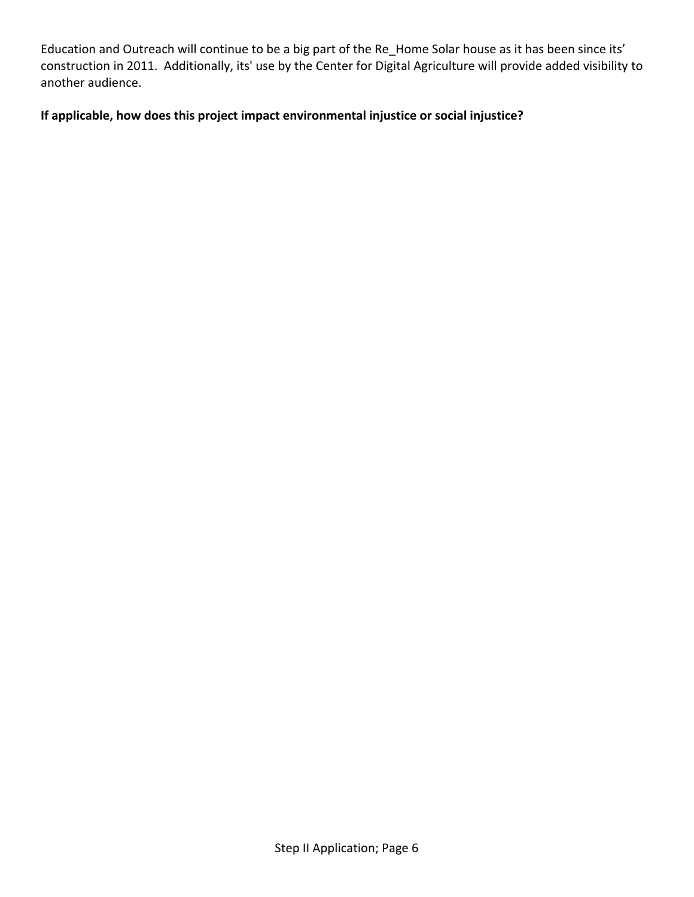Education and Outreach will continue to be a big part of the Re_Home Solar house as it has been since its' construction in 2011. Additionally, its' use by the Center for Digital Agriculture will provide added visibility to another audience.

**If applicable, how does this project impact environmental injustice or social injustice?**